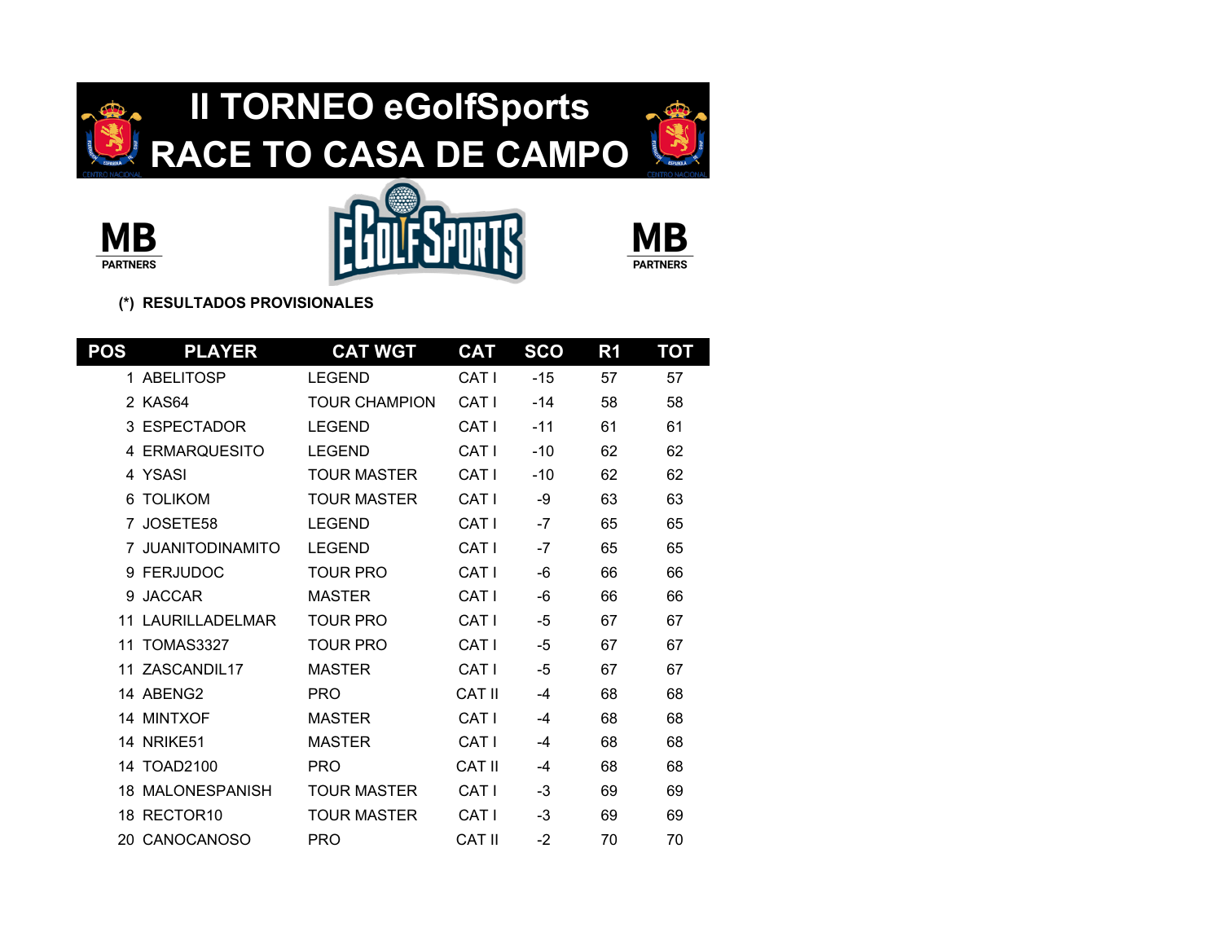# II TORNEO eGolfSports
# RACE TO CASA DE CAMPO

MB PARTNERS

MB PARTNERS

**(*) RESULTADOS PROVISIONALES**

| POS | PLAYER | CAT WGT | CAT | SCO | R1 | TOT |
|---|---|---|---|---|---|---|
| 1 | ABELITOSP | LEGEND | CAT I | -15 | 57 | 57 |
| 2 | KAS64 | TOUR CHAMPION | CAT I | -14 | 58 | 58 |
| 3 | ESPECTADOR | LEGEND | CAT I | -11 | 61 | 61 |
| 4 | ERMARQUESITO | LEGEND | CAT I | -10 | 62 | 62 |
| 4 | YSASI | TOUR MASTER | CAT I | -10 | 62 | 62 |
| 6 | TOLIKOM | TOUR MASTER | CAT I | -9 | 63 | 63 |
| 7 | JOSETE58 | LEGEND | CAT I | -7 | 65 | 65 |
| 7 | JUANITODINAMITO | LEGEND | CAT I | -7 | 65 | 65 |
| 9 | FERJUDOC | TOUR PRO | CAT I | -6 | 66 | 66 |
| 9 | JACCAR | MASTER | CAT I | -6 | 66 | 66 |
| 11 | LAURILLADELMAR | TOUR PRO | CAT I | -5 | 67 | 67 |
| 11 | TOMAS3327 | TOUR PRO | CAT I | -5 | 67 | 67 |
| 11 | ZASCANDIL17 | MASTER | CAT I | -5 | 67 | 67 |
| 14 | ABENG2 | PRO | CAT II | -4 | 68 | 68 |
| 14 | MINTXOF | MASTER | CAT I | -4 | 68 | 68 |
| 14 | NRIKE51 | MASTER | CAT I | -4 | 68 | 68 |
| 14 | TOAD2100 | PRO | CAT II | -4 | 68 | 68 |
| 18 | MALONESPANISH | TOUR MASTER | CAT I | -3 | 69 | 69 |
| 18 | RECTOR10 | TOUR MASTER | CAT I | -3 | 69 | 69 |
| 20 | CANOCANOSO | PRO | CAT II | -2 | 70 | 70 |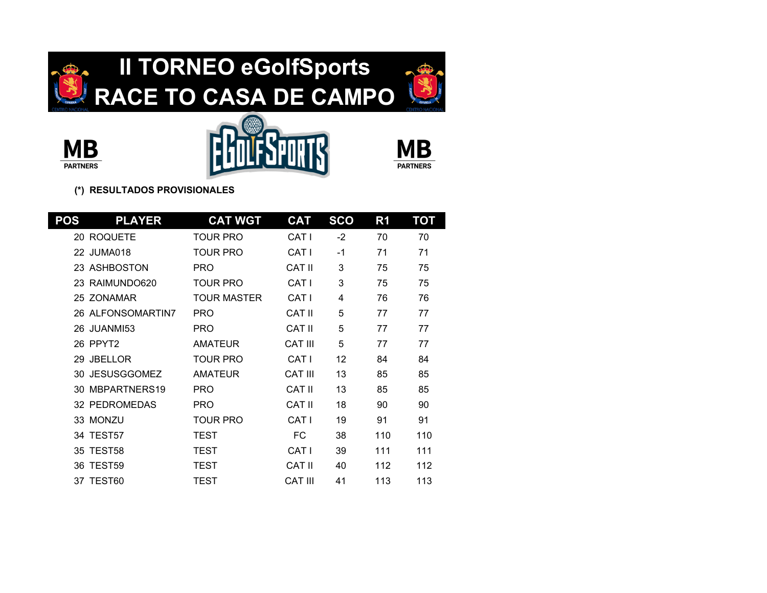# II TORNEO eGolfSports
# RACE TO CASA DE CAMPO

MB PARTNERS

EGOLFSPORTS

MB PARTNERS

**(*) RESULTADOS PROVISIONALES**

| POS | PLAYER | CAT WGT | CAT | SCO | R1 | TOT |
|---|---|---|---|---|---|---|
| 20 | ROQUETE | TOUR PRO | CAT I | -2 | 70 | 70 |
| 22 | JUMA018 | TOUR PRO | CAT I | -1 | 71 | 71 |
| 23 | ASHBOSTON | PRO | CAT II | 3 | 75 | 75 |
| 23 | RAIMUNDO620 | TOUR PRO | CAT I | 3 | 75 | 75 |
| 25 | ZONAMAR | TOUR MASTER | CAT I | 4 | 76 | 76 |
| 26 | ALFONSOMARTIN7 | PRO | CAT II | 5 | 77 | 77 |
| 26 | JUANMI53 | PRO | CAT II | 5 | 77 | 77 |
| 26 | PPYT2 | AMATEUR | CAT III | 5 | 77 | 77 |
| 29 | JBELLOR | TOUR PRO | CAT I | 12 | 84 | 84 |
| 30 | JESUSGGOMEZ | AMATEUR | CAT III | 13 | 85 | 85 |
| 30 | MBPARTNERS19 | PRO | CAT II | 13 | 85 | 85 |
| 32 | PEDROMEDAS | PRO | CAT II | 18 | 90 | 90 |
| 33 | MONZU | TOUR PRO | CAT I | 19 | 91 | 91 |
| 34 | TEST57 | TEST | FC | 38 | 110 | 110 |
| 35 | TEST58 | TEST | CAT I | 39 | 111 | 111 |
| 36 | TEST59 | TEST | CAT II | 40 | 112 | 112 |
| 37 | TEST60 | TEST | CAT III | 41 | 113 | 113 |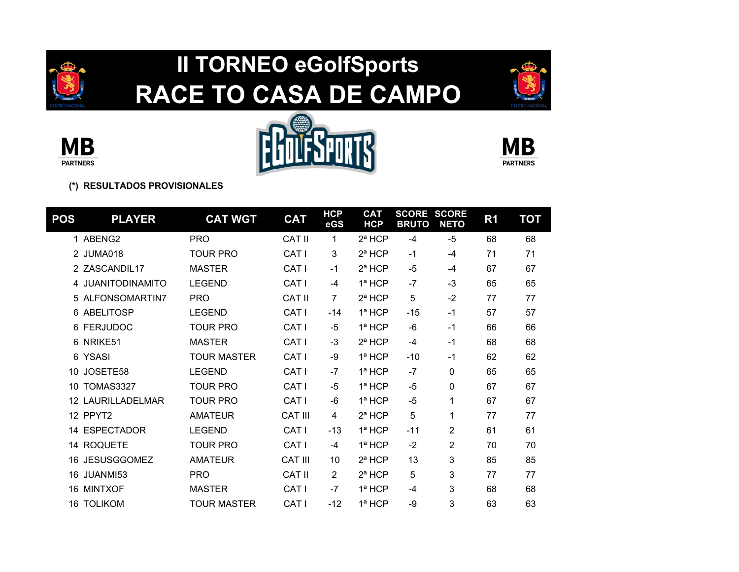# II TORNEO eGolfSports
# RACE TO CASA DE CAMPO

**(*) RESULTADOS PROVISIONALES**

| POS | PLAYER | CAT WGT | CAT | HCP eGS | CAT HCP | SCORE BRUTO | SCORE NETO | R1 | TOT |
|---|---|---|---|---|---|---|---|---|---|
| 1 | ABENG2 | PRO | CAT II | 1 | 2ª HCP | -4 | -5 | 68 | 68 |
| 2 | JUMA018 | TOUR PRO | CAT I | 3 | 2ª HCP | -1 | -4 | 71 | 71 |
| 2 | ZASCANDIL17 | MASTER | CAT I | -1 | 2ª HCP | -5 | -4 | 67 | 67 |
| 4 | JUANITODINAMITO | LEGEND | CAT I | -4 | 1ª HCP | -7 | -3 | 65 | 65 |
| 5 | ALFONSOMARTIN7 | PRO | CAT II | 7 | 2ª HCP | 5 | -2 | 77 | 77 |
| 6 | ABELITOSP | LEGEND | CAT I | -14 | 1ª HCP | -15 | -1 | 57 | 57 |
| 6 | FERJUDOC | TOUR PRO | CAT I | -5 | 1ª HCP | -6 | -1 | 66 | 66 |
| 6 | NRIKE51 | MASTER | CAT I | -3 | 2ª HCP | -4 | -1 | 68 | 68 |
| 6 | YSASI | TOUR MASTER | CAT I | -9 | 1ª HCP | -10 | -1 | 62 | 62 |
| 10 | JOSETE58 | LEGEND | CAT I | -7 | 1ª HCP | -7 | 0 | 65 | 65 |
| 10 | TOMAS3327 | TOUR PRO | CAT I | -5 | 1ª HCP | -5 | 0 | 67 | 67 |
| 12 | LAURILLADELMAR | TOUR PRO | CAT I | -6 | 1ª HCP | -5 | 1 | 67 | 67 |
| 12 | PPYT2 | AMATEUR | CAT III | 4 | 2ª HCP | 5 | 1 | 77 | 77 |
| 14 | ESPECTADOR | LEGEND | CAT I | -13 | 1ª HCP | -11 | 2 | 61 | 61 |
| 14 | ROQUETE | TOUR PRO | CAT I | -4 | 1ª HCP | -2 | 2 | 70 | 70 |
| 16 | JESUSGGOMEZ | AMATEUR | CAT III | 10 | 2ª HCP | 13 | 3 | 85 | 85 |
| 16 | JUANMI53 | PRO | CAT II | 2 | 2ª HCP | 5 | 3 | 77 | 77 |
| 16 | MINTXOF | MASTER | CAT I | -7 | 1ª HCP | -4 | 3 | 68 | 68 |
| 16 | TOLIKOM | TOUR MASTER | CAT I | -12 | 1ª HCP | -9 | 3 | 63 | 63 |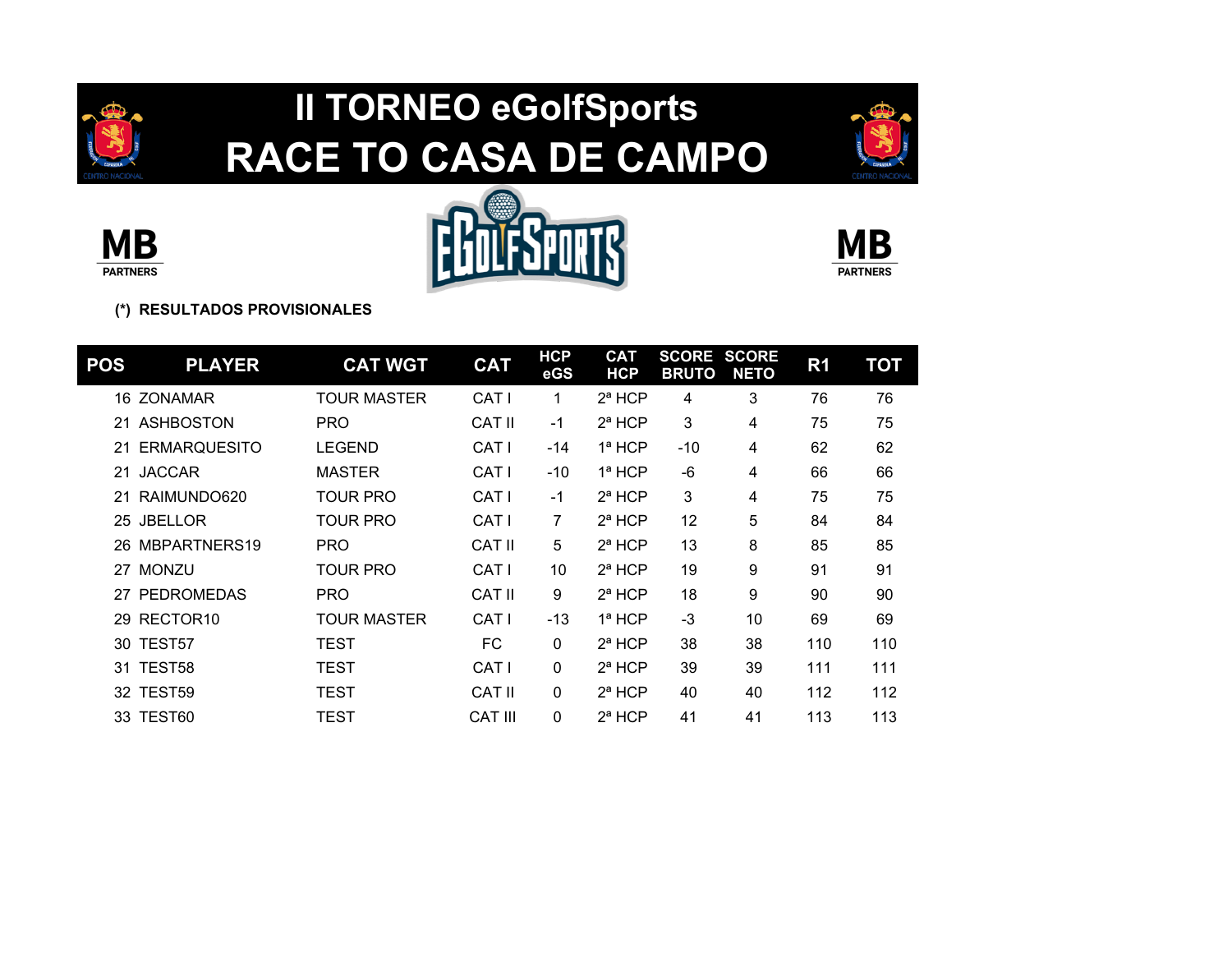# II TORNEO eGolfSports
# RACE TO CASA DE CAMPO

MB PARTNERS

EGOLFSPORTS

MB PARTNERS

**(*) RESULTADOS PROVISIONALES**

| POS | PLAYER | CAT WGT | CAT | HCP eGS | CAT HCP | SCORE BRUTO | SCORE NETO | R1 | TOT |
|---|---|---|---|---|---|---|---|---|---|
| 16 | ZONAMAR | TOUR MASTER | CAT I | 1 | 2ª HCP | 4 | 3 | 76 | 76 |
| 21 | ASHBOSTON | PRO | CAT II | -1 | 2ª HCP | 3 | 4 | 75 | 75 |
| 21 | ERMARQUESITO | LEGEND | CAT I | -14 | 1ª HCP | -10 | 4 | 62 | 62 |
| 21 | JACCAR | MASTER | CAT I | -10 | 1ª HCP | -6 | 4 | 66 | 66 |
| 21 | RAIMUNDO620 | TOUR PRO | CAT I | -1 | 2ª HCP | 3 | 4 | 75 | 75 |
| 25 | JBELLOR | TOUR PRO | CAT I | 7 | 2ª HCP | 12 | 5 | 84 | 84 |
| 26 | MBPARTNERS19 | PRO | CAT II | 5 | 2ª HCP | 13 | 8 | 85 | 85 |
| 27 | MONZU | TOUR PRO | CAT I | 10 | 2ª HCP | 19 | 9 | 91 | 91 |
| 27 | PEDROMEDAS | PRO | CAT II | 9 | 2ª HCP | 18 | 9 | 90 | 90 |
| 29 | RECTOR10 | TOUR MASTER | CAT I | -13 | 1ª HCP | -3 | 10 | 69 | 69 |
| 30 | TEST57 | TEST | FC | 0 | 2ª HCP | 38 | 38 | 110 | 110 |
| 31 | TEST58 | TEST | CAT I | 0 | 2ª HCP | 39 | 39 | 111 | 111 |
| 32 | TEST59 | TEST | CAT II | 0 | 2ª HCP | 40 | 40 | 112 | 112 |
| 33 | TEST60 | TEST | CAT III | 0 | 2ª HCP | 41 | 41 | 113 | 113 |